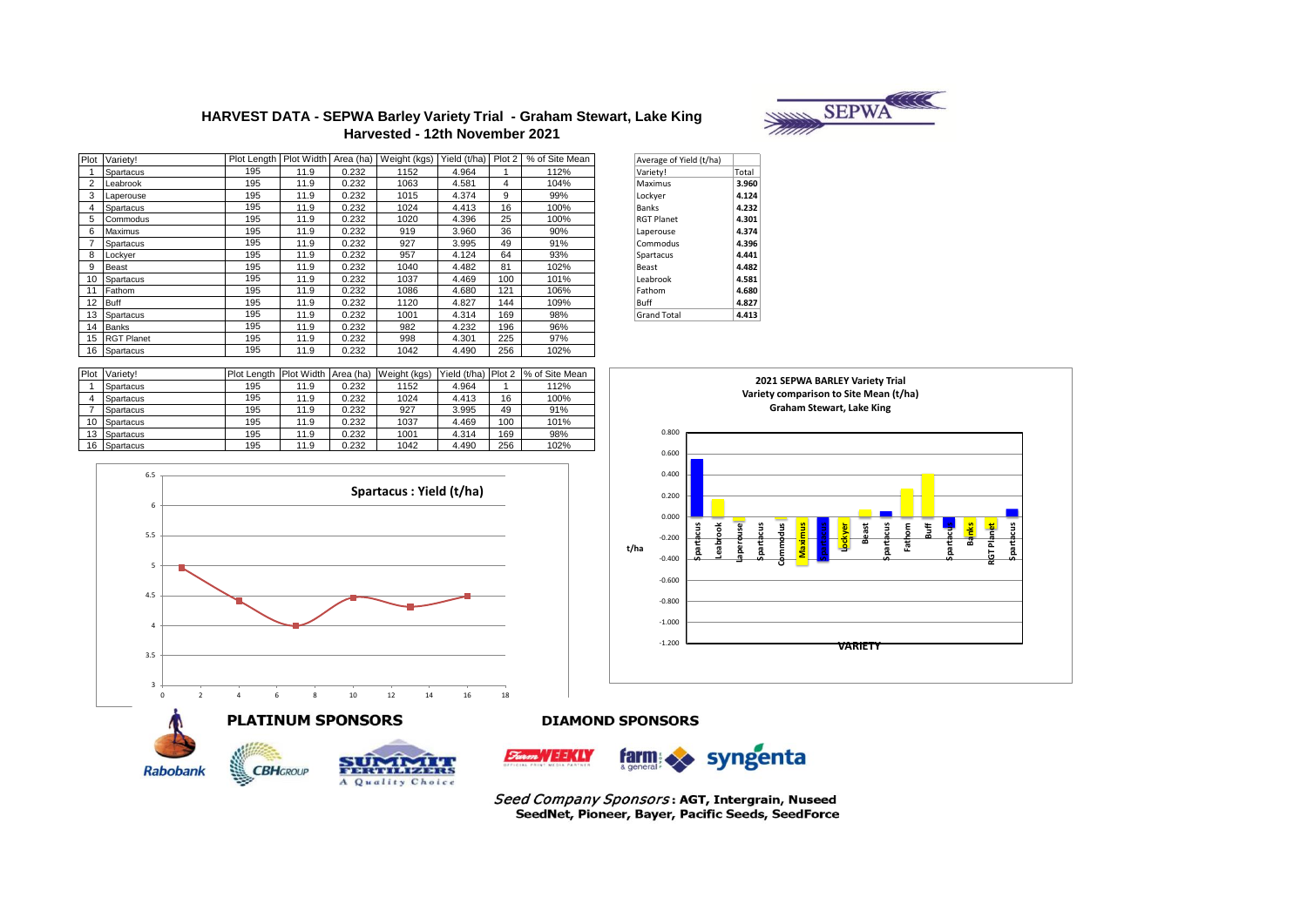# HARVEST DATA - SEPWA Barley Variety Trial - Graham Stewart, Lake King

## Harvested - 12th November 2021

| Plot | Variety! | Plot Length | Plot Width | Area (ha) | Weight (kgs) | Yield (t/ha) | Plot 2 | % of Site Mean |
|---|---|---|---|---|---|---|---|---|
| 1 | Spartacus | 195 | 11.9 | 0.232 | 1152 | 4.964 | 1 | 112% |
| 2 | Leabrook | 195 | 11.9 | 0.232 | 1063 | 4.581 | 4 | 104% |
| 3 | Laperouse | 195 | 11.9 | 0.232 | 1015 | 4.374 | 9 | 99% |
| 4 | Spartacus | 195 | 11.9 | 0.232 | 1024 | 4.413 | 16 | 100% |
| 5 | Commodus | 195 | 11.9 | 0.232 | 1020 | 4.396 | 25 | 100% |
| 6 | Maximus | 195 | 11.9 | 0.232 | 919 | 3.960 | 36 | 90% |
| 7 | Spartacus | 195 | 11.9 | 0.232 | 927 | 3.995 | 49 | 91% |
| 8 | Lockyer | 195 | 11.9 | 0.232 | 957 | 4.124 | 64 | 93% |
| 9 | Beast | 195 | 11.9 | 0.232 | 1040 | 4.482 | 81 | 102% |
| 10 | Spartacus | 195 | 11.9 | 0.232 | 1037 | 4.469 | 100 | 101% |
| 11 | Fathom | 195 | 11.9 | 0.232 | 1086 | 4.680 | 121 | 106% |
| 12 | Buff | 195 | 11.9 | 0.232 | 1120 | 4.827 | 144 | 109% |
| 13 | Spartacus | 195 | 11.9 | 0.232 | 1001 | 4.314 | 169 | 98% |
| 14 | Banks | 195 | 11.9 | 0.232 | 982 | 4.232 | 196 | 96% |
| 15 | RGT Planet | 195 | 11.9 | 0.232 | 998 | 4.301 | 225 | 97% |
| 16 | Spartacus | 195 | 11.9 | 0.232 | 1042 | 4.490 | 256 | 102% |

| Average of Yield (t/ha) | |
|---|---|
| Variety! | Total |
| Maximus | 3.960 |
| Lockyer | 4.124 |
| Banks | 4.232 |
| RGT Planet | 4.301 |
| Laperouse | 4.374 |
| Commodus | 4.396 |
| Spartacus | 4.441 |
| Beast | 4.482 |
| Leabrook | 4.581 |
| Fathom | 4.680 |
| Buff | 4.827 |
| Grand Total | 4.413 |

| Plot | Variety! | Plot Length | Plot Width | Area (ha) | Weight (kgs) | Yield (t/ha) | Plot 2 | % of Site Mean |
|---|---|---|---|---|---|---|---|---|
| 1 | Spartacus | 195 | 11.9 | 0.232 | 1152 | 4.964 | 1 | 112% |
| 4 | Spartacus | 195 | 11.9 | 0.232 | 1024 | 4.413 | 16 | 100% |
| 7 | Spartacus | 195 | 11.9 | 0.232 | 927 | 3.995 | 49 | 91% |
| 10 | Spartacus | 195 | 11.9 | 0.232 | 1037 | 4.469 | 100 | 101% |
| 13 | Spartacus | 195 | 11.9 | 0.232 | 1001 | 4.314 | 169 | 98% |
| 16 | Spartacus | 195 | 11.9 | 0.232 | 1042 | 4.490 | 256 | 102% |

**Spartacus : Yield (t/ha)**

**2021 SEPWA BARLEY Variety Trial**
**Variety comparison to Site Mean (t/ha)**
**Graham Stewart, Lake King**

**PLATINUM SPONSORS**

**DIAMOND SPONSORS**

*Seed Company Sponsors*: **AGT, Intergrain, Nuseed SeedNet, Pioneer, Bayer, Pacific Seeds, SeedForce**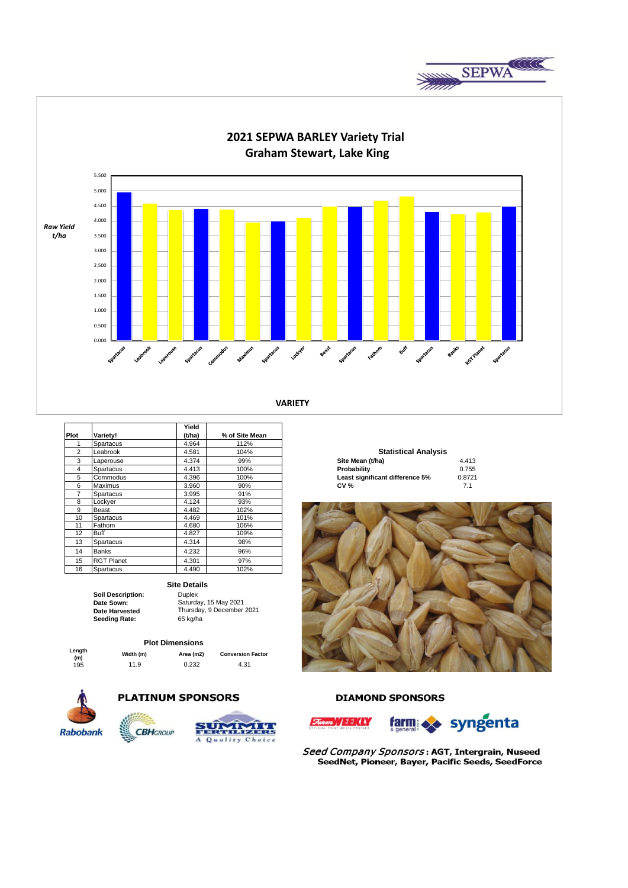# 2021 SEPWA BARLEY Variety Trial

## Graham Stewart, Lake King

| Plot | Variety! | Yield (t/ha) | % of Site Mean |
|---|---|---|---|
| 1 | Spartacus | 4.964 | 112% |
| 2 | Leabrook | 4.581 | 104% |
| 3 | Laperouse | 4.374 | 99% |
| 4 | Spartacus | 4.413 | 100% |
| 5 | Commodus | 4.396 | 100% |
| 6 | Maximus | 3.960 | 90% |
| 7 | Spartacus | 3.995 | 91% |
| 8 | Lockyer | 4.124 | 93% |
| 9 | Beast | 4.482 | 102% |
| 10 | Spartacus | 4.469 | 101% |
| 11 | Fathom | 4.680 | 106% |
| 12 | Buff | 4.827 | 109% |
| 13 | Spartacus | 4.314 | 98% |
| 14 | Banks | 4.232 | 96% |
| 15 | RGT Planet | 4.301 | 97% |
| 16 | Spartacus | 4.490 | 102% |

### Statistical Analysis

| | |
|---|---|
| **Site Mean (t/ha)** | 4.413 |
| **Probability** | 0.755 |
| **Least significant difference 5%** | 0.8721 |
| **CV %** | 7.1 |

### Site Details

| | |
|---|---|
| **Soil Description:** | Duplex |
| **Date Sown:** | Saturday, 15 May 2021 |
| **Date Harvested** | Thursday, 9 December 2021 |
| **Seeding Rate:** | 65 kg/ha |

### Plot Dimensions

| Length (m) | Width (m) | Area (m2) | Conversion Factor |
|---|---|---|---|
| 195 | 11.9 | 0.232 | 4.31 |

**PLATINUM SPONSORS**

Rabobank, CBH Group, Summit Fertilizers – A Quality Choice

**DIAMOND SPONSORS**

Farm Weekly, farm & general, syngenta

*Seed Company Sponsors*: **AGT, Intergrain, Nuseed SeedNet, Pioneer, Bayer, Pacific Seeds, SeedForce**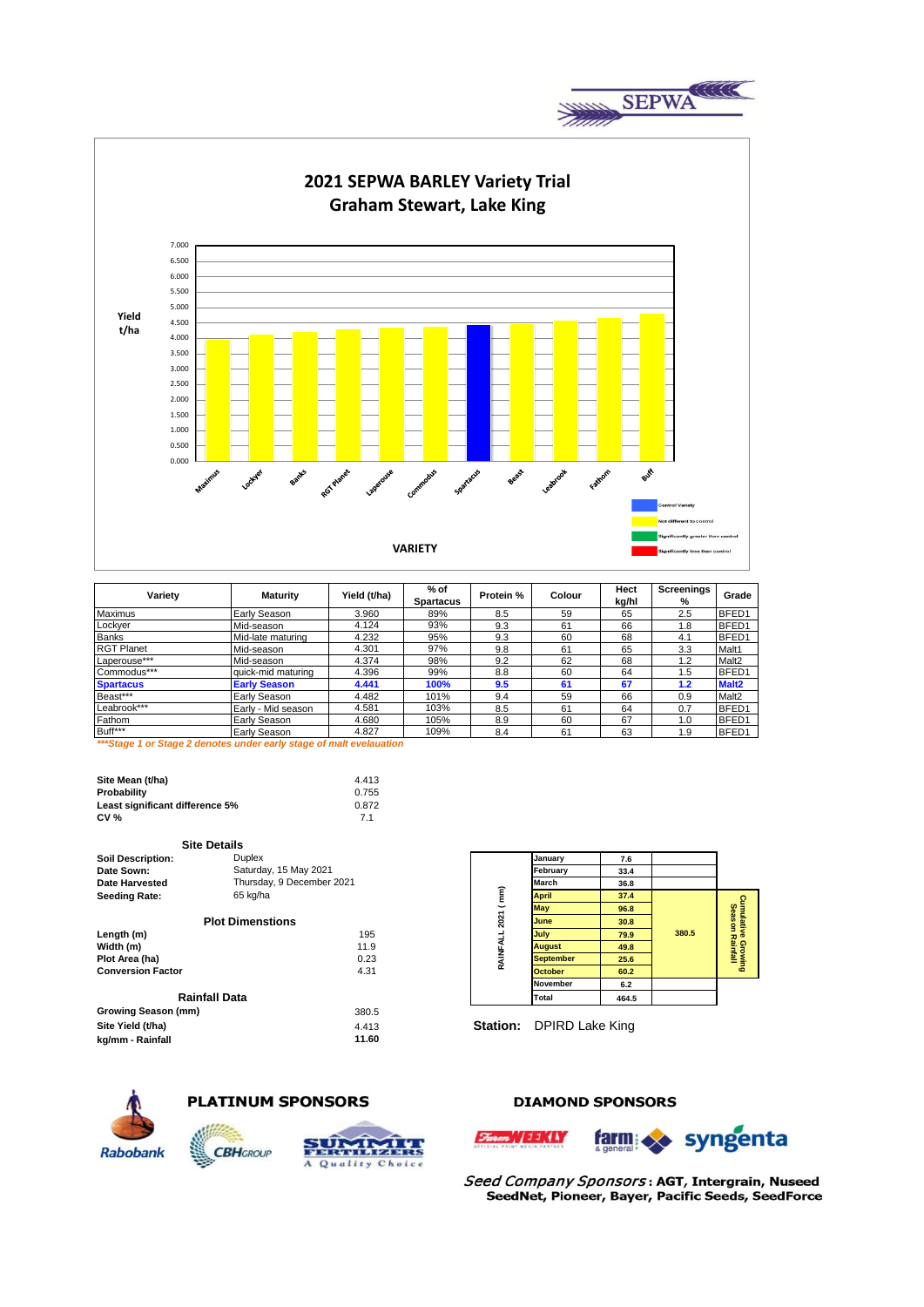SEPWA

# 2021 SEPWA BARLEY Variety Trial
## Graham Stewart, Lake King

Yield t/ha

7.000
6.500
6.000
5.500
5.000
4.500
4.000
3.500
3.000
2.500
2.000
1.500
1.000
0.500
0.000

Maximus, Lockyer, Banks, RGT Planet, Laperouse, Commodus, Spartacus, Beast, Leabrook, Fathom, Buff

VARIETY

Control Variety
Not different to control
Significantly greater than control
Significantly less than control

| Variety | Maturity | Yield (t/ha) | % of Spartacus | Protein % | Colour | Hect kg/hl | Screenings % | Grade |
|---|---|---|---|---|---|---|---|---|
| Maximus | Early Season | 3.960 | 89% | 8.5 | 59 | 65 | 2.5 | BFED1 |
| Lockyer | Mid-season | 4.124 | 93% | 9.3 | 61 | 66 | 1.8 | BFED1 |
| Banks | Mid-late maturing | 4.232 | 95% | 9.3 | 60 | 68 | 4.1 | BFED1 |
| RGT Planet | Mid-season | 4.301 | 97% | 9.8 | 61 | 65 | 3.3 | Malt1 |
| Laperouse*** | Mid-season | 4.374 | 98% | 9.2 | 62 | 68 | 1.2 | Malt2 |
| Commodus*** | quick-mid maturing | 4.396 | 99% | 8.8 | 60 | 64 | 1.5 | BFED1 |
| **Spartacus** | **Early Season** | **4.441** | **100%** | **9.5** | **61** | **67** | **1.2** | **Malt2** |
| Beast*** | Early Season | 4.482 | 101% | 9.4 | 59 | 66 | 0.9 | Malt2 |
| Leabrook*** | Early - Mid season | 4.581 | 103% | 8.5 | 61 | 64 | 0.7 | BFED1 |
| Fathom | Early Season | 4.680 | 105% | 8.9 | 60 | 67 | 1.0 | BFED1 |
| Buff*** | Early Season | 4.827 | 109% | 8.4 | 61 | 63 | 1.9 | BFED1 |

****Stage 1 or Stage 2 denotes under early stage of malt evelauation*

| | |
|---|---|
| **Site Mean (t/ha)** | 4.413 |
| **Probability** | 0.755 |
| **Least significant difference 5%** | 0.872 |
| **CV %** | 7.1 |

### Site Details

| | |
|---|---|
| **Soil Description:** | Duplex |
| **Date Sown:** | Saturday, 15 May 2021 |
| **Date Harvested** | Thursday, 9 December 2021 |
| **Seeding Rate:** | 65 kg/ha |

### Plot Dimenstions

| | |
|---|---|
| **Length (m)** | 195 |
| **Width (m)** | 11.9 |
| **Plot Area (ha)** | 0.23 |
| **Conversion Factor** | 4.31 |

### Rainfall Data

| | |
|---|---|
| **Growing Season (mm)** | 380.5 |
| **Site Yield (t/ha)** | 4.413 |
| **kg/mm - Rainfall** | **11.60** |

RAINFALL 2021 ( mm)

| Month | mm | Cumulative Growing Season Rainfall |
|---|---|---|
| January | 7.6 | |
| February | 33.4 | |
| March | 36.8 | |
| April | 37.4 | 380.5 |
| May | 96.8 | |
| June | 30.8 | |
| July | 79.9 | |
| August | 49.8 | |
| September | 25.6 | |
| October | 60.2 | |
| November | 6.2 | |
| Total | 464.5 | |

**Station:** DPIRD Lake King

**PLATINUM SPONSORS**

Rabobank, CBH GROUP, SUMMIT FERTILIZERS A Quality Choice

**DIAMOND SPONSORS**

Farm WEEKLY, farm & general, syngenta

*Seed Company Sponsors*: **AGT, Intergrain, Nuseed SeedNet, Pioneer, Bayer, Pacific Seeds, SeedForce**